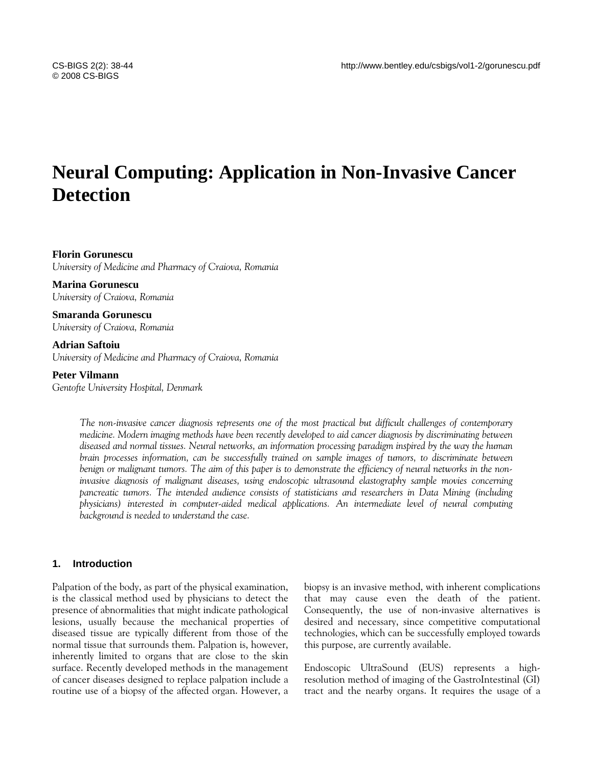# Neural Computing: Application in Non-Invasive Cancer Detection

**Florin Gorunescu**
*University of Medicine and Pharmacy of Craiova, Romania*

**Marina Gorunescu**
*University of Craiova, Romania*

**Smaranda Gorunescu**
*University of Craiova, Romania*

**Adrian Saftoiu**
*University of Medicine and Pharmacy of Craiova, Romania*

**Peter Vilmann**
*Gentofte University Hospital, Denmark*

*The non-invasive cancer diagnosis represents one of the most practical but difficult challenges of contemporary medicine. Modern imaging methods have been recently developed to aid cancer diagnosis by discriminating between diseased and normal tissues. Neural networks, an information processing paradigm inspired by the way the human brain processes information, can be successfully trained on sample images of tumors, to discriminate between benign or malignant tumors. The aim of this paper is to demonstrate the efficiency of neural networks in the non-invasive diagnosis of malignant diseases, using endoscopic ultrasound elastography sample movies concerning pancreatic tumors. The intended audience consists of statisticians and researchers in Data Mining (including physicians) interested in computer-aided medical applications. An intermediate level of neural computing background is needed to understand the case.*

## 1. Introduction

Palpation of the body, as part of the physical examination, is the classical method used by physicians to detect the presence of abnormalities that might indicate pathological lesions, usually because the mechanical properties of diseased tissue are typically different from those of the normal tissue that surrounds them. Palpation is, however, inherently limited to organs that are close to the skin surface. Recently developed methods in the management of cancer diseases designed to replace palpation include a routine use of a biopsy of the affected organ. However, a biopsy is an invasive method, with inherent complications that may cause even the death of the patient. Consequently, the use of non-invasive alternatives is desired and necessary, since competitive computational technologies, which can be successfully employed towards this purpose, are currently available.

Endoscopic UltraSound (EUS) represents a high-resolution method of imaging of the GastroIntestinal (GI) tract and the nearby organs. It requires the usage of a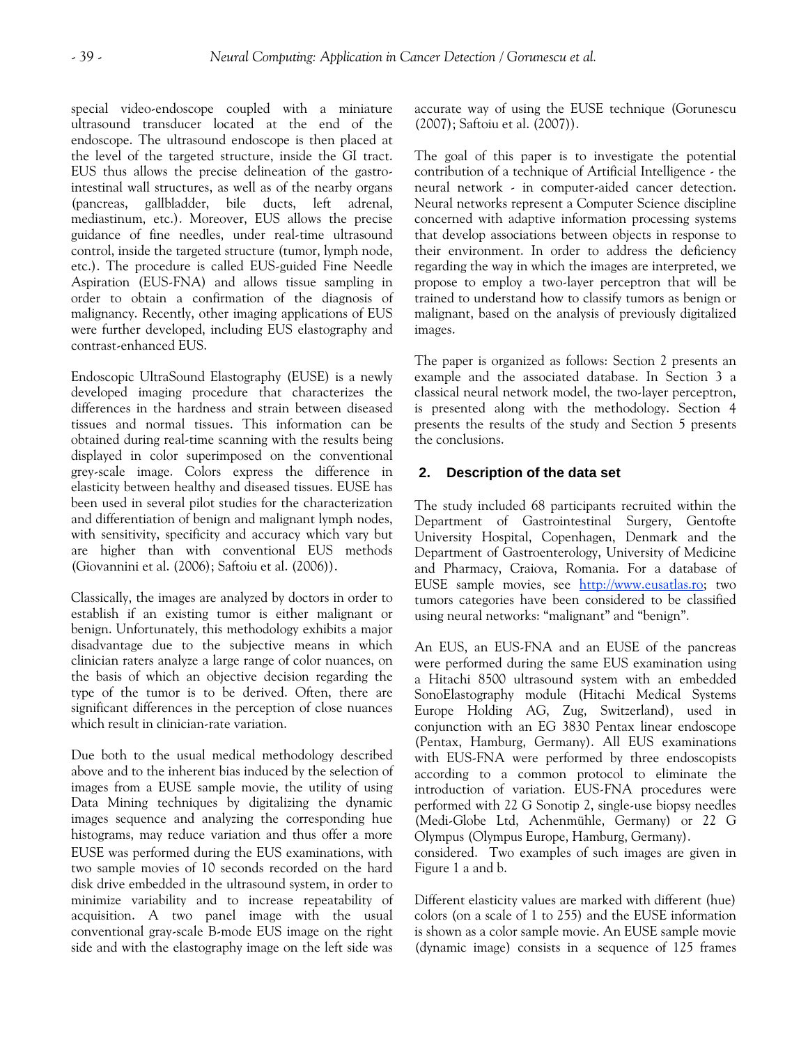special video-endoscope coupled with a miniature ultrasound transducer located at the end of the endoscope. The ultrasound endoscope is then placed at the level of the targeted structure, inside the GI tract. EUS thus allows the precise delineation of the gastro-intestinal wall structures, as well as of the nearby organs (pancreas, gallbladder, bile ducts, left adrenal, mediastinum, etc.). Moreover, EUS allows the precise guidance of fine needles, under real-time ultrasound control, inside the targeted structure (tumor, lymph node, etc.). The procedure is called EUS-guided Fine Needle Aspiration (EUS-FNA) and allows tissue sampling in order to obtain a confirmation of the diagnosis of malignancy. Recently, other imaging applications of EUS were further developed, including EUS elastography and contrast-enhanced EUS.

Endoscopic UltraSound Elastography (EUSE) is a newly developed imaging procedure that characterizes the differences in the hardness and strain between diseased tissues and normal tissues. This information can be obtained during real-time scanning with the results being displayed in color superimposed on the conventional grey-scale image. Colors express the difference in elasticity between healthy and diseased tissues. EUSE has been used in several pilot studies for the characterization and differentiation of benign and malignant lymph nodes, with sensitivity, specificity and accuracy which vary but are higher than with conventional EUS methods (Giovannini et al. (2006); Saftoiu et al. (2006)).

Classically, the images are analyzed by doctors in order to establish if an existing tumor is either malignant or benign. Unfortunately, this methodology exhibits a major disadvantage due to the subjective means in which clinician raters analyze a large range of color nuances, on the basis of which an objective decision regarding the type of the tumor is to be derived. Often, there are significant differences in the perception of close nuances which result in clinician-rate variation.

Due both to the usual medical methodology described above and to the inherent bias induced by the selection of images from a EUSE sample movie, the utility of using Data Mining techniques by digitalizing the dynamic images sequence and analyzing the corresponding hue histograms, may reduce variation and thus offer a more accurate way of using the EUSE technique (Gorunescu (2007); Saftoiu et al. (2007)).

The goal of this paper is to investigate the potential contribution of a technique of Artificial Intelligence - the neural network - in computer-aided cancer detection. Neural networks represent a Computer Science discipline concerned with adaptive information processing systems that develop associations between objects in response to their environment. In order to address the deficiency regarding the way in which the images are interpreted, we propose to employ a two-layer perceptron that will be trained to understand how to classify tumors as benign or malignant, based on the analysis of previously digitalized images.

The paper is organized as follows: Section 2 presents an example and the associated database. In Section 3 a classical neural network model, the two-layer perceptron, is presented along with the methodology. Section 4 presents the results of the study and Section 5 presents the conclusions.

## 2. Description of the data set

The study included 68 participants recruited within the Department of Gastrointestinal Surgery, Gentofte University Hospital, Copenhagen, Denmark and the Department of Gastroenterology, University of Medicine and Pharmacy, Craiova, Romania. For a database of EUSE sample movies, see http://www.eusatlas.ro; two tumors categories have been considered to be classified using neural networks: "malignant" and "benign".

An EUS, an EUS-FNA and an EUSE of the pancreas were performed during the same EUS examination using a Hitachi 8500 ultrasound system with an embedded SonoElastography module (Hitachi Medical Systems Europe Holding AG, Zug, Switzerland), used in conjunction with an EG 3830 Pentax linear endoscope (Pentax, Hamburg, Germany). All EUS examinations with EUS-FNA were performed by three endoscopists according to a common protocol to eliminate the introduction of variation. EUS-FNA procedures were performed with 22 G Sonotip 2, single-use biopsy needles (Medi-Globe Ltd, Achenmühle, Germany) or 22 G Olympus (Olympus Europe, Hamburg, Germany).

EUSE was performed during the EUS examinations, with two sample movies of 10 seconds recorded on the hard disk drive embedded in the ultrasound system, in order to minimize variability and to increase repeatability of acquisition. A two panel image with the usual conventional gray-scale B-mode EUS image on the right side and with the elastography image on the left side was considered. Two examples of such images are given in Figure 1 a and b.

Different elasticity values are marked with different (hue) colors (on a scale of 1 to 255) and the EUSE information is shown as a color sample movie. An EUSE sample movie (dynamic image) consists in a sequence of 125 frames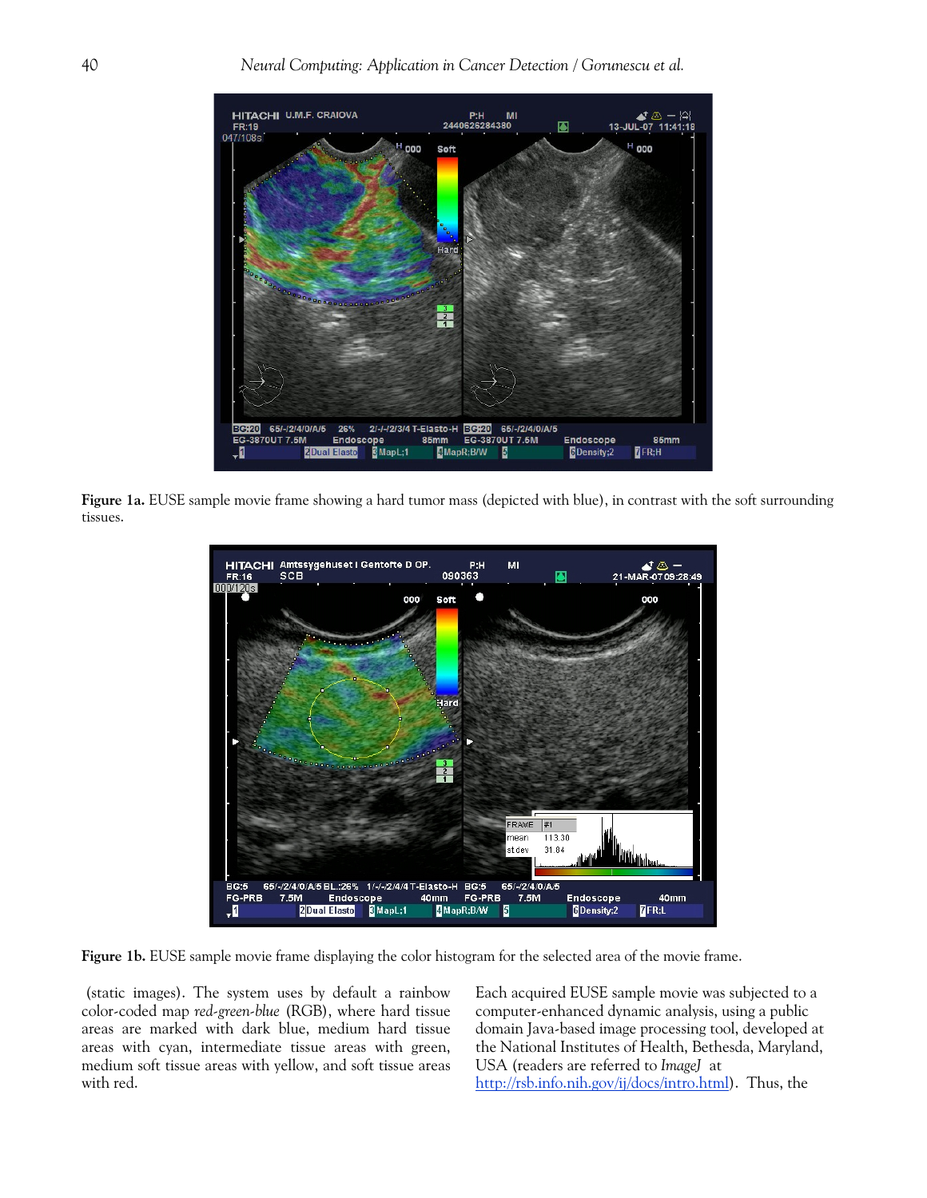**Figure 1a.** EUSE sample movie frame showing a hard tumor mass (depicted with blue), in contrast with the soft surrounding tissues.

**Figure 1b.** EUSE sample movie frame displaying the color histogram for the selected area of the movie frame.

(static images). The system uses by default a rainbow color-coded map *red-green-blue* (RGB), where hard tissue areas are marked with dark blue, medium hard tissue areas with cyan, intermediate tissue areas with green, medium soft tissue areas with yellow, and soft tissue areas with red.

Each acquired EUSE sample movie was subjected to a computer-enhanced dynamic analysis, using a public domain Java-based image processing tool, developed at the National Institutes of Health, Bethesda, Maryland, USA (readers are referred to *ImageJ* at http://rsb.info.nih.gov/ij/docs/intro.html). Thus, the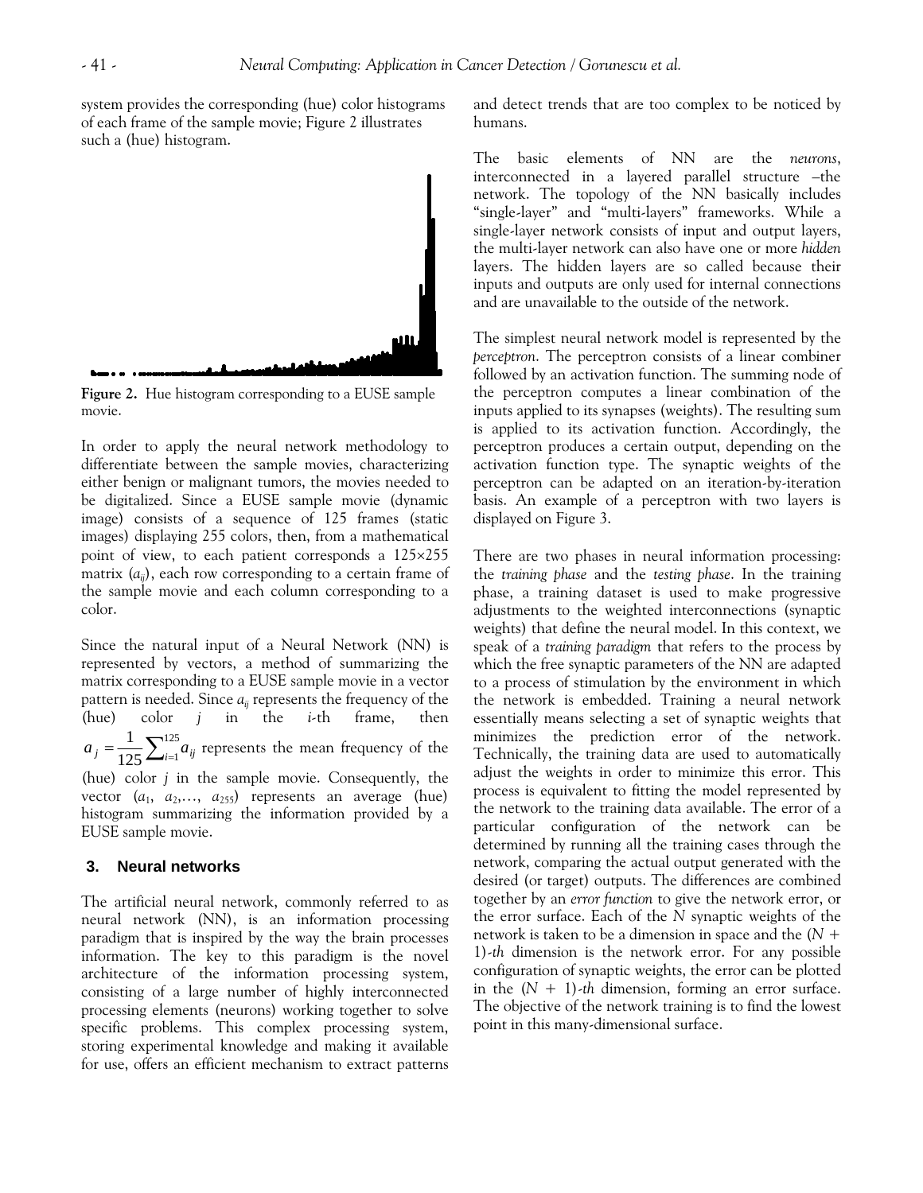system provides the corresponding (hue) color histograms of each frame of the sample movie; Figure 2 illustrates such a (hue) histogram.

**Figure 2.** Hue histogram corresponding to a EUSE sample movie.

In order to apply the neural network methodology to differentiate between the sample movies, characterizing either benign or malignant tumors, the movies needed to be digitalized. Since a EUSE sample movie (dynamic image) consists of a sequence of 125 frames (static images) displaying 255 colors, then, from a mathematical point of view, to each patient corresponds a 125×255 matrix ($a_{ij}$), each row corresponding to a certain frame of the sample movie and each column corresponding to a color.

Since the natural input of a Neural Network (NN) is represented by vectors, a method of summarizing the matrix corresponding to a EUSE sample movie in a vector pattern is needed. Since $a_{ij}$ represents the frequency of the (hue) color $j$ in the $i$-th frame, then $a_j = \frac{1}{125}\sum_{i=1}^{125} a_{ij}$ represents the mean frequency of the (hue) color $j$ in the sample movie. Consequently, the vector ($a_1$, $a_2$,…, $a_{255}$) represents an average (hue) histogram summarizing the information provided by a EUSE sample movie.

## 3. Neural networks

The artificial neural network, commonly referred to as neural network (NN), is an information processing paradigm that is inspired by the way the brain processes information. The key to this paradigm is the novel architecture of the information processing system, consisting of a large number of highly interconnected processing elements (neurons) working together to solve specific problems. This complex processing system, storing experimental knowledge and making it available for use, offers an efficient mechanism to extract patterns and detect trends that are too complex to be noticed by humans.

The basic elements of NN are the *neurons*, interconnected in a layered parallel structure –the network. The topology of the NN basically includes "single-layer" and "multi-layers" frameworks. While a single-layer network consists of input and output layers, the multi-layer network can also have one or more *hidden* layers. The hidden layers are so called because their inputs and outputs are only used for internal connections and are unavailable to the outside of the network.

The simplest neural network model is represented by the *perceptron*. The perceptron consists of a linear combiner followed by an activation function. The summing node of the perceptron computes a linear combination of the inputs applied to its synapses (weights). The resulting sum is applied to its activation function. Accordingly, the perceptron produces a certain output, depending on the activation function type. The synaptic weights of the perceptron can be adapted on an iteration-by-iteration basis. An example of a perceptron with two layers is displayed on Figure 3.

There are two phases in neural information processing: the *training phase* and the *testing phase*. In the training phase, a training dataset is used to make progressive adjustments to the weighted interconnections (synaptic weights) that define the neural model. In this context, we speak of a *training paradigm* that refers to the process by which the free synaptic parameters of the NN are adapted to a process of stimulation by the environment in which the network is embedded. Training a neural network essentially means selecting a set of synaptic weights that minimizes the prediction error of the network. Technically, the training data are used to automatically adjust the weights in order to minimize this error. This process is equivalent to fitting the model represented by the network to the training data available. The error of a particular configuration of the network can be determined by running all the training cases through the network, comparing the actual output generated with the desired (or target) outputs. The differences are combined together by an *error function* to give the network error, or the error surface. Each of the $N$ synaptic weights of the network is taken to be a dimension in space and the ($N$ + 1)-*th* dimension is the network error. For any possible configuration of synaptic weights, the error can be plotted in the ($N$ + 1)-*th* dimension, forming an error surface. The objective of the network training is to find the lowest point in this many-dimensional surface.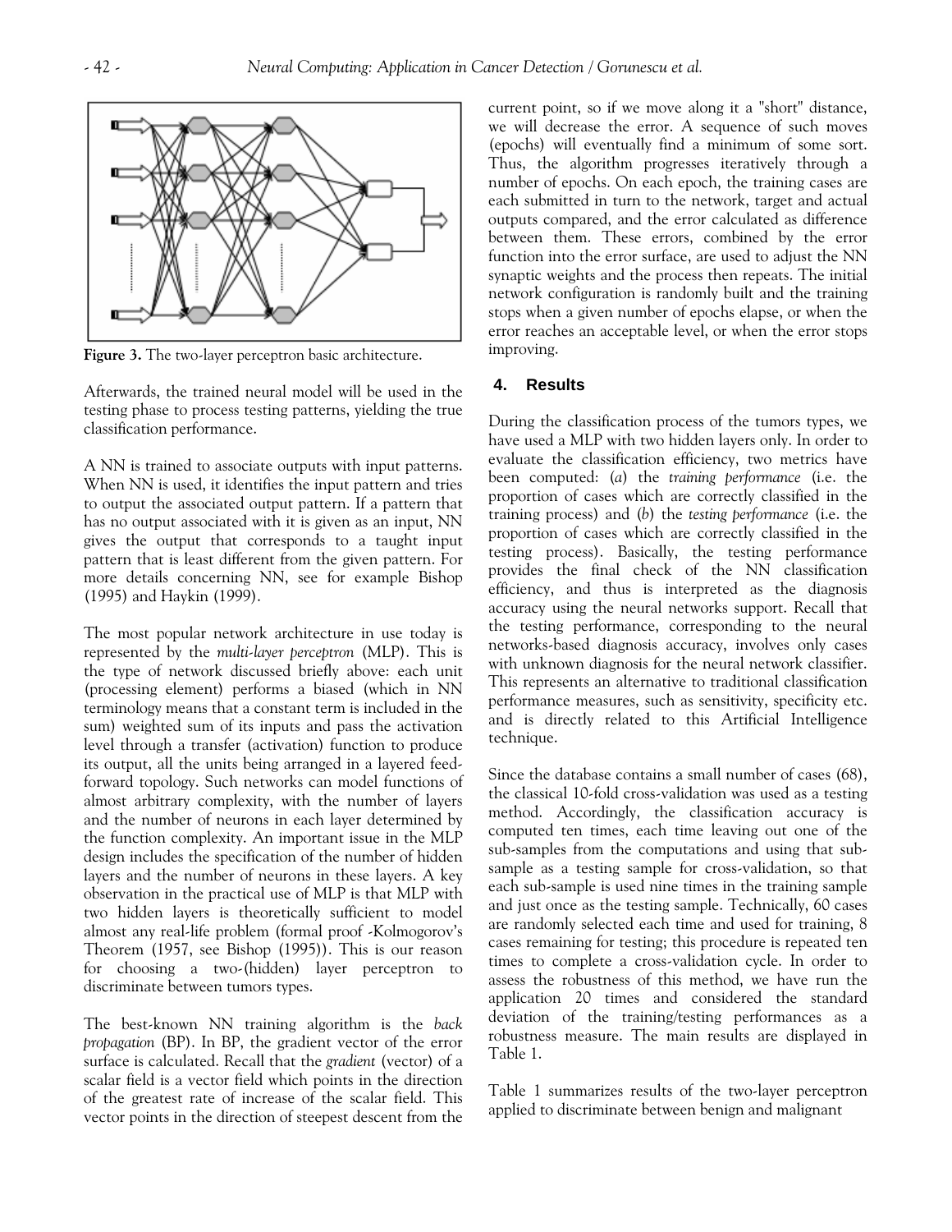**Figure 3.** The two-layer perceptron basic architecture.

Afterwards, the trained neural model will be used in the testing phase to process testing patterns, yielding the true classification performance.

A NN is trained to associate outputs with input patterns. When NN is used, it identifies the input pattern and tries to output the associated output pattern. If a pattern that has no output associated with it is given as an input, NN gives the output that corresponds to a taught input pattern that is least different from the given pattern. For more details concerning NN, see for example Bishop (1995) and Haykin (1999).

The most popular network architecture in use today is represented by the *multi-layer perceptron* (MLP). This is the type of network discussed briefly above: each unit (processing element) performs a biased (which in NN terminology means that a constant term is included in the sum) weighted sum of its inputs and pass the activation level through a transfer (activation) function to produce its output, all the units being arranged in a layered feed-forward topology. Such networks can model functions of almost arbitrary complexity, with the number of layers and the number of neurons in each layer determined by the function complexity. An important issue in the MLP design includes the specification of the number of hidden layers and the number of neurons in these layers. A key observation in the practical use of MLP is that MLP with two hidden layers is theoretically sufficient to model almost any real-life problem (formal proof -Kolmogorov's Theorem (1957, see Bishop (1995)). This is our reason for choosing a two-(hidden) layer perceptron to discriminate between tumors types.

The best-known NN training algorithm is the *back propagation* (BP). In BP, the gradient vector of the error surface is calculated. Recall that the *gradient* (vector) of a scalar field is a vector field which points in the direction of the greatest rate of increase of the scalar field. This vector points in the direction of steepest descent from the current point, so if we move along it a "short" distance, we will decrease the error. A sequence of such moves (epochs) will eventually find a minimum of some sort. Thus, the algorithm progresses iteratively through a number of epochs. On each epoch, the training cases are each submitted in turn to the network, target and actual outputs compared, and the error calculated as difference between them. These errors, combined by the error function into the error surface, are used to adjust the NN synaptic weights and the process then repeats. The initial network configuration is randomly built and the training stops when a given number of epochs elapse, or when the error reaches an acceptable level, or when the error stops improving.

## 4. Results

During the classification process of the tumors types, we have used a MLP with two hidden layers only. In order to evaluate the classification efficiency, two metrics have been computed: (*a*) the *training performance* (i.e. the proportion of cases which are correctly classified in the training process) and (*b*) the *testing performance* (i.e. the proportion of cases which are correctly classified in the testing process). Basically, the testing performance provides the final check of the NN classification efficiency, and thus is interpreted as the diagnosis accuracy using the neural networks support. Recall that the testing performance, corresponding to the neural networks-based diagnosis accuracy, involves only cases with unknown diagnosis for the neural network classifier. This represents an alternative to traditional classification performance measures, such as sensitivity, specificity etc. and is directly related to this Artificial Intelligence technique.

Since the database contains a small number of cases (68), the classical 10-fold cross-validation was used as a testing method. Accordingly, the classification accuracy is computed ten times, each time leaving out one of the sub-samples from the computations and using that sub-sample as a testing sample for cross-validation, so that each sub-sample is used nine times in the training sample and just once as the testing sample. Technically, 60 cases are randomly selected each time and used for training, 8 cases remaining for testing; this procedure is repeated ten times to complete a cross-validation cycle. In order to assess the robustness of this method, we have run the application 20 times and considered the standard deviation of the training/testing performances as a robustness measure. The main results are displayed in Table 1.

Table 1 summarizes results of the two-layer perceptron applied to discriminate between benign and malignant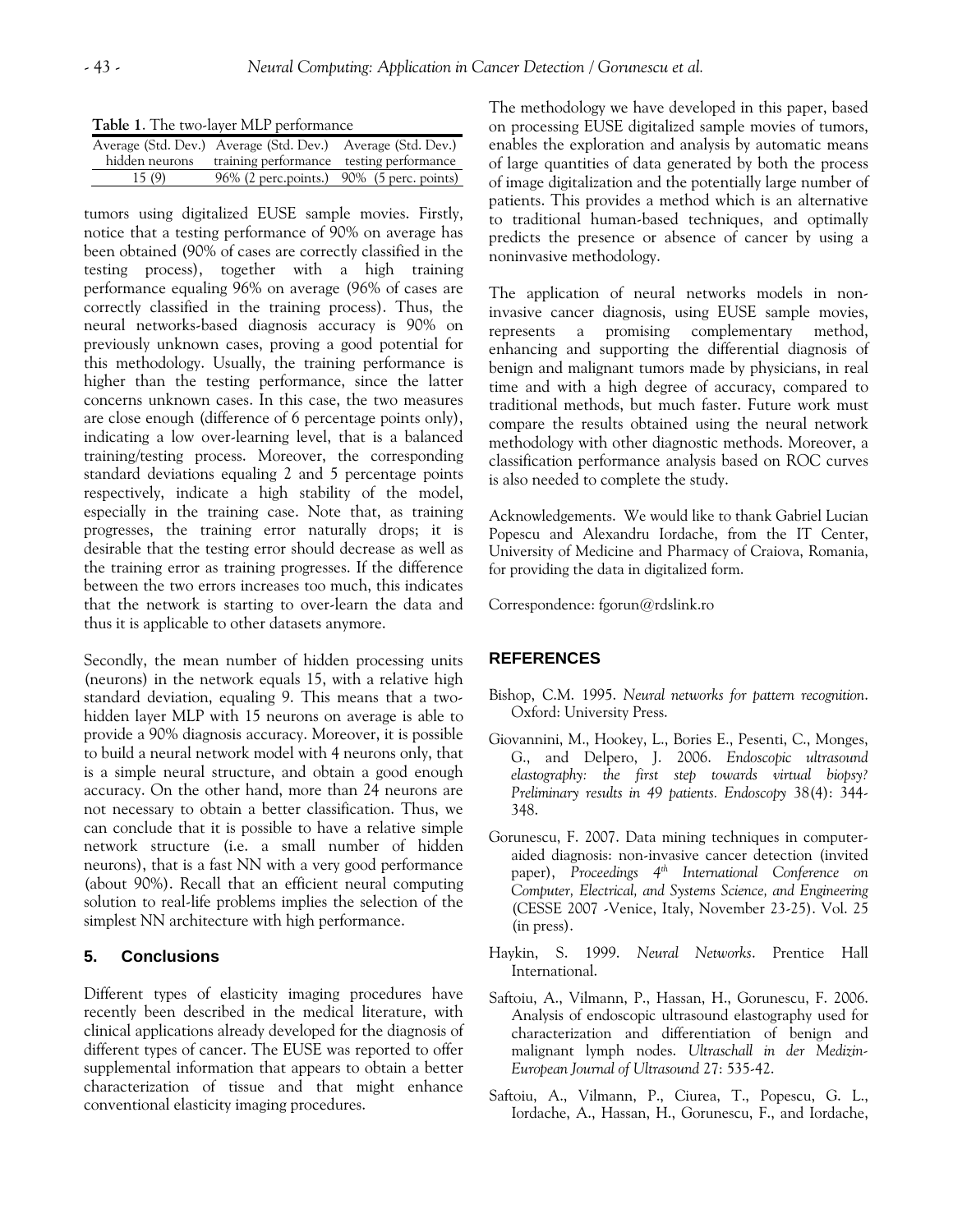**Table 1**. The two-layer MLP performance

| Average (Std. Dev.) hidden neurons | Average (Std. Dev.) training performance | Average (Std. Dev.) testing performance |
|---|---|---|
| 15 (9) | 96% (2 perc.points.) | 90% (5 perc. points) |

tumors using digitalized EUSE sample movies. Firstly, notice that a testing performance of 90% on average has been obtained (90% of cases are correctly classified in the testing process), together with a high training performance equaling 96% on average (96% of cases are correctly classified in the training process). Thus, the neural networks-based diagnosis accuracy is 90% on previously unknown cases, proving a good potential for this methodology. Usually, the training performance is higher than the testing performance, since the latter concerns unknown cases. In this case, the two measures are close enough (difference of 6 percentage points only), indicating a low over-learning level, that is a balanced training/testing process. Moreover, the corresponding standard deviations equaling 2 and 5 percentage points respectively, indicate a high stability of the model, especially in the training case. Note that, as training progresses, the training error naturally drops; it is desirable that the testing error should decrease as well as the training error as training progresses. If the difference between the two errors increases too much, this indicates that the network is starting to over-learn the data and thus it is applicable to other datasets anymore.

Secondly, the mean number of hidden processing units (neurons) in the network equals 15, with a relative high standard deviation, equaling 9. This means that a two-hidden layer MLP with 15 neurons on average is able to provide a 90% diagnosis accuracy. Moreover, it is possible to build a neural network model with 4 neurons only, that is a simple neural structure, and obtain a good enough accuracy. On the other hand, more than 24 neurons are not necessary to obtain a better classification. Thus, we can conclude that it is possible to have a relative simple network structure (i.e. a small number of hidden neurons), that is a fast NN with a very good performance (about 90%). Recall that an efficient neural computing solution to real-life problems implies the selection of the simplest NN architecture with high performance.

## 5. Conclusions

Different types of elasticity imaging procedures have recently been described in the medical literature, with clinical applications already developed for the diagnosis of different types of cancer. The EUSE was reported to offer supplemental information that appears to obtain a better characterization of tissue and that might enhance conventional elasticity imaging procedures.

The methodology we have developed in this paper, based on processing EUSE digitalized sample movies of tumors, enables the exploration and analysis by automatic means of large quantities of data generated by both the process of image digitalization and the potentially large number of patients. This provides a method which is an alternative to traditional human-based techniques, and optimally predicts the presence or absence of cancer by using a noninvasive methodology.

The application of neural networks models in non-invasive cancer diagnosis, using EUSE sample movies, represents a promising complementary method, enhancing and supporting the differential diagnosis of benign and malignant tumors made by physicians, in real time and with a high degree of accuracy, compared to traditional methods, but much faster. Future work must compare the results obtained using the neural network methodology with other diagnostic methods. Moreover, a classification performance analysis based on ROC curves is also needed to complete the study.

Acknowledgements. We would like to thank Gabriel Lucian Popescu and Alexandru Iordache, from the IT Center, University of Medicine and Pharmacy of Craiova, Romania, for providing the data in digitalized form.

Correspondence: fgorun@rdslink.ro

## REFERENCES

Bishop, C.M. 1995. *Neural networks for pattern recognition*. Oxford: University Press.

Giovannini, M., Hookey, L., Bories E., Pesenti, C., Monges, G., and Delpero, J. 2006. *Endoscopic ultrasound elastography: the first step towards virtual biopsy? Preliminary results in 49 patients. Endoscopy* 38(4): 344-348.

Gorunescu, F. 2007. Data mining techniques in computer-aided diagnosis: non-invasive cancer detection (invited paper), *Proceedings 4th International Conference on Computer, Electrical, and Systems Science, and Engineering* (CESSE 2007 -Venice, Italy, November 23-25). Vol. 25 (in press).

Haykin, S. 1999. *Neural Networks*. Prentice Hall International.

Saftoiu, A., Vilmann, P., Hassan, H., Gorunescu, F. 2006. Analysis of endoscopic ultrasound elastography used for characterization and differentiation of benign and malignant lymph nodes. *Ultraschall in der Medizin-European Journal of Ultrasound* 27: 535-42.

Saftoiu, A., Vilmann, P., Ciurea, T., Popescu, G. L., Iordache, A., Hassan, H., Gorunescu, F., and Iordache,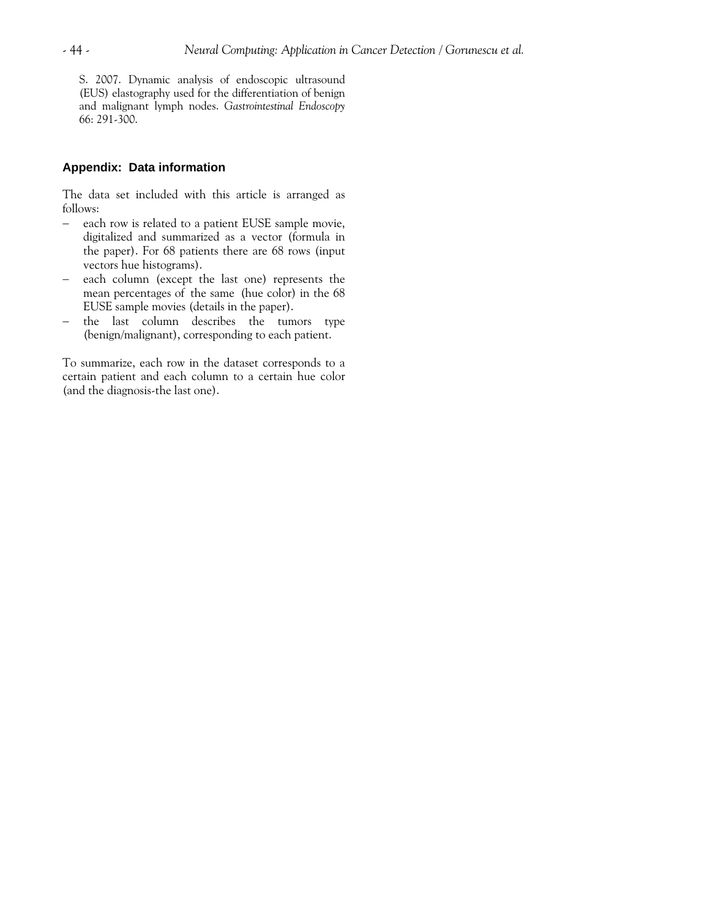S. 2007. Dynamic analysis of endoscopic ultrasound (EUS) elastography used for the differentiation of benign and malignant lymph nodes. *Gastrointestinal Endoscopy* 66: 291-300.

## Appendix: Data information

The data set included with this article is arranged as follows:

- each row is related to a patient EUSE sample movie, digitalized and summarized as a vector (formula in the paper). For 68 patients there are 68 rows (input vectors hue histograms).
- each column (except the last one) represents the mean percentages of the same (hue color) in the 68 EUSE sample movies (details in the paper).
- the last column describes the tumors type (benign/malignant), corresponding to each patient.

To summarize, each row in the dataset corresponds to a certain patient and each column to a certain hue color (and the diagnosis-the last one).